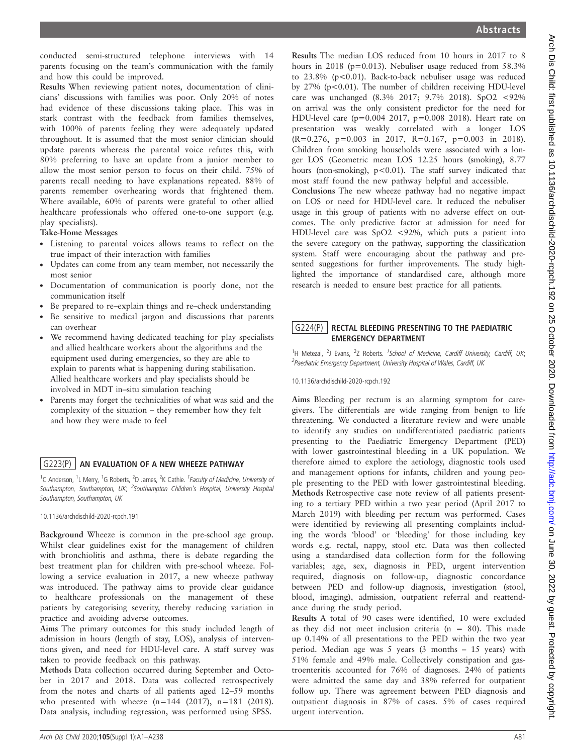conducted semi-structured telephone interviews with 14 parents focusing on the team's communication with the family and how this could be improved.

**Results** When reviewing patient notes, documentation of clinicians' discussions with families was poor. Only 20% of notes had evidence of these discussions taking place. This was in stark contrast with the feedback from families themselves, with 100% of parents feeling they were adequately updated throughout. It is assumed that the most senior clinician should update parents whereas the parental voice refutes this, with 80% preferring to have an update from a junior member to allow the most senior person to focus on their child. 75% of parents recall needing to have explanations repeated. 88% of parents remember overhearing words that frightened them. Where available, 60% of parents were grateful to other allied healthcare professionals who offered one-to-one support (e.g. play specialists).

**Take-Home Messages**

- Listening to parental voices allows teams to reflect on the true impact of their interaction with families
- Updates can come from any team member, not necessarily the most senior
- Documentation of communication is poorly done, not the communication itself
- Be prepared to re–explain things and re–check understanding
- Be sensitive to medical jargon and discussions that parents can overhear
- We recommend having dedicated teaching for play specialists and allied healthcare workers about the algorithms and the equipment used during emergencies, so they are able to explain to parents what is happening during stabilisation. Allied healthcare workers and play specialists should be involved in MDT in–situ simulation teaching
- Parents may forget the technicalities of what was said and the complexity of the situation – they remember how they felt and how they were made to feel

## G223(P) AN EVALUATION OF A NEW WHEEZE PATHWAY

[1]C Anderson, [1]L Merry, [1]G Roberts, [2]D James, [2]K Cathie. [1]*Faculty of Medicine, University of Southampton, Southampton, UK;* [2]*Southampton Children's Hospital, University Hospital Southampton, Southampton, UK*

10.1136/archdischild-2020-rcpch.191

**Background** Wheeze is common in the pre-school age group. Whilst clear guidelines exist for the management of children with bronchiolitis and asthma, there is debate regarding the best treatment plan for children with pre-school wheeze. Following a service evaluation in 2017, a new wheeze pathway was introduced. The pathway aims to provide clear guidance to healthcare professionals on the management of these patients by categorising severity, thereby reducing variation in practice and avoiding adverse outcomes.

**Aims** The primary outcomes for this study included length of admission in hours (length of stay, LOS), analysis of interventions given, and need for HDU-level care. A staff survey was taken to provide feedback on this pathway.

**Methods** Data collection occurred during September and October in 2017 and 2018. Data was collected retrospectively from the notes and charts of all patients aged 12–59 months who presented with wheeze (n=144 (2017), n=181 (2018). Data analysis, including regression, was performed using SPSS.

**Results** The median LOS reduced from 10 hours in 2017 to 8 hours in 2018 ($p=0.013$). Nebuliser usage reduced from 58.3% to 23.8% ($p<0.01$). Back-to-back nebuliser usage was reduced by 27% ($p<0.01$). The number of children receiving HDU-level care was unchanged (8.3% 2017; 9.7% 2018). SpO2 <92% on arrival was the only consistent predictor for the need for HDU-level care ($p=0.004$ 2017, $p=0.008$ 2018). Heart rate on presentation was weakly correlated with a longer LOS ($R=0.276$, $p=0.003$ in 2017, $R=0.167$, $p=0.003$ in 2018). Children from smoking households were associated with a longer LOS (Geometric mean LOS 12.25 hours (smoking), 8.77 hours (non-smoking), $p<0.01$). The staff survey indicated that most staff found the new pathway helpful and accessible.

**Conclusions** The new wheeze pathway had no negative impact on LOS or need for HDU-level care. It reduced the nebuliser usage in this group of patients with no adverse effect on outcomes. The only predictive factor at admission for need for HDU-level care was SpO2 <92%, which puts a patient into the severe category on the pathway, supporting the classification system. Staff were encouraging about the pathway and presented suggestions for further improvements. The study highlighted the importance of standardised care, although more research is needed to ensure best practice for all patients.

## G224(P) RECTAL BLEEDING PRESENTING TO THE PAEDIATRIC EMERGENCY DEPARTMENT

[1]H Metezai, [2]J Evans, [2]Z Roberts. [1]*School of Medicine, Cardiff University, Cardiff, UK;* [2]*Paediatric Emergency Department, University Hospital of Wales, Cardiff, UK*

10.1136/archdischild-2020-rcpch.192

**Aims** Bleeding per rectum is an alarming symptom for caregivers. The differentials are wide ranging from benign to life threatening. We conducted a literature review and were unable to identify any studies on undifferentiated paediatric patients presenting to the Paediatric Emergency Department (PED) with lower gastrointestinal bleeding in a UK population. We therefore aimed to explore the aetiology, diagnostic tools used and management options for infants, children and young people presenting to the PED with lower gastrointestinal bleeding.

**Methods** Retrospective case note review of all patients presenting to a tertiary PED within a two year period (April 2017 to March 2019) with bleeding per rectum was performed. Cases were identified by reviewing all presenting complaints including the words 'blood' or 'bleeding' for those including key words e.g. rectal, nappy, stool etc. Data was then collected using a standardised data collection form for the following variables; age, sex, diagnosis in PED, urgent intervention required, diagnosis on follow-up, diagnostic concordance between PED and follow-up diagnosis, investigation (stool, blood, imaging), admission, outpatient referral and reattendance during the study period.

**Results** A total of 90 cases were identified, 10 were excluded as they did not meet inclusion criteria (n = 80). This made up 0.14% of all presentations to the PED within the two year period. Median age was 5 years (3 months – 15 years) with 51% female and 49% male. Collectively constipation and gastroenteritis accounted for 76% of diagnoses. 24% of patients were admitted the same day and 38% referred for outpatient follow up. There was agreement between PED diagnosis and outpatient diagnosis in 87% of cases. 5% of cases required urgent intervention.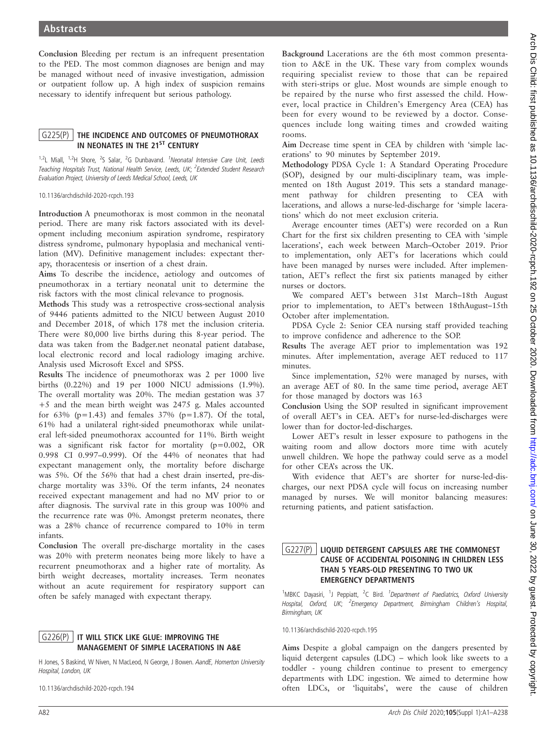**Conclusion** Bleeding per rectum is an infrequent presentation to the PED. The most common diagnoses are benign and may be managed without need of invasive investigation, admission or outpatient follow up. A high index of suspicion remains necessary to identify infrequent but serious pathology.

## G225(P) THE INCIDENCE AND OUTCOMES OF PNEUMOTHORAX IN NEONATES IN THE 21ST CENTURY

[1,2]L Miall, [1,2]H Shore, [2]S Salar, [2]G Dunbavand. [1]*Neonatal Intensive Care Unit, Leeds Teaching Hospitals Trust, National Health Service, Leeds, UK;* [2]*Extended Student Research Evaluation Project, University of Leeds Medical School, Leeds, UK*

10.1136/archdischild-2020-rcpch.193

**Introduction** A pneumothorax is most common in the neonatal period. There are many risk factors associated with its development including meconium aspiration syndrome, respiratory distress syndrome, pulmonary hypoplasia and mechanical ventilation (MV). Definitive management includes: expectant therapy, thoracentesis or insertion of a chest drain.

**Aims** To describe the incidence, aetiology and outcomes of pneumothorax in a tertiary neonatal unit to determine the risk factors with the most clinical relevance to prognosis.

**Methods** This study was a retrospective cross-sectional analysis of 9446 patients admitted to the NICU between August 2010 and December 2018, of which 178 met the inclusion criteria. There were 80,000 live births during this 8-year period. The data was taken from the Badger.net neonatal patient database, local electronic record and local radiology imaging archive. Analysis used Microsoft Excel and SPSS.

**Results** The incidence of pneumothorax was 2 per 1000 live births (0.22%) and 19 per 1000 NICU admissions (1.9%). The overall mortality was 20%. The median gestation was 37 +5 and the mean birth weight was 2475 g. Males accounted for 63% ($p=1.43$) and females 37% ($p=1.87$). Of the total, 61% had a unilateral right-sided pneumothorax while unilateral left-sided pneumothorax accounted for 11%. Birth weight was a significant risk factor for mortality ($p=0.002$, OR 0.998 CI 0.997–0.999). Of the 44% of neonates that had expectant management only, the mortality before discharge was 5%. Of the 56% that had a chest drain inserted, pre-discharge mortality was 33%. Of the term infants, 24 neonates received expectant management and had no MV prior to or after diagnosis. The survival rate in this group was 100% and the recurrence rate was 0%. Amongst preterm neonates, there was a 28% chance of recurrence compared to 10% in term infants.

**Conclusion** The overall pre-discharge mortality in the cases was 20% with preterm neonates being more likely to have a recurrent pneumothorax and a higher rate of mortality. As birth weight decreases, mortality increases. Term neonates without an acute requirement for respiratory support can often be safely managed with expectant therapy.

## G226(P) IT WILL STICK LIKE GLUE: IMPROVING THE MANAGEMENT OF SIMPLE LACERATIONS IN A&E

H Jones, S Baskind, W Niven, N MacLeod, N George, J Bowen. *AandE, Homerton University Hospital, London, UK*

10.1136/archdischild-2020-rcpch.194

**Background** Lacerations are the 6th most common presentation to A&E in the UK. These vary from complex wounds requiring specialist review to those that can be repaired with steri-strips or glue. Most wounds are simple enough to be repaired by the nurse who first assessed the child. However, local practice in Children's Emergency Area (CEA) has been for every wound to be reviewed by a doctor. Consequences include long waiting times and crowded waiting rooms.

**Aim** Decrease time spent in CEA by children with 'simple lacerations' to 90 minutes by September 2019.

**Methodology** PDSA Cycle 1: A Standard Operating Procedure (SOP), designed by our multi-disciplinary team, was implemented on 18th August 2019. This sets a standard management pathway for children presenting to CEA with lacerations, and allows a nurse-led-discharge for 'simple lacerations' which do not meet exclusion criteria.

Average encounter times (AET's) were recorded on a Run Chart for the first six children presenting to CEA with 'simple lacerations', each week between March–October 2019. Prior to implementation, only AET's for lacerations which could have been managed by nurses were included. After implementation, AET's reflect the first six patients managed by either nurses or doctors.

We compared AET's between 31st March–18th August prior to implementation, to AET's between 18thAugust–15th October after implementation.

PDSA Cycle 2: Senior CEA nursing staff provided teaching to improve confidence and adherence to the SOP.

**Results** The average AET prior to implementation was 192 minutes. After implementation, average AET reduced to 117 minutes.

Since implementation, 52% were managed by nurses, with an average AET of 80. In the same time period, average AET for those managed by doctors was 163

**Conclusion** Using the SOP resulted in significant improvement of overall AET's in CEA. AET's for nurse-led-discharges were lower than for doctor-led-discharges.

Lower AET's result in lesser exposure to pathogens in the waiting room and allow doctors more time with acutely unwell children. We hope the pathway could serve as a model for other CEA's across the UK.

With evidence that AET's are shorter for nurse-led-discharges, our next PDSA cycle will focus on increasing number managed by nurses. We will monitor balancing measures: returning patients, and patient satisfaction.

## G227(P) LIQUID DETERGENT CAPSULES ARE THE COMMONEST CAUSE OF ACCIDENTAL POISONING IN CHILDREN LESS THAN 5 YEARS-OLD PRESENTING TO TWO UK EMERGENCY DEPARTMENTS

[1]MBKC Dayasiri, [1]J Peppiatt, [2]C Bird. [1]*Department of Paediatrics, Oxford University Hospital, Oxford, UK;* [2]*Emergency Department, Birmingham Children's Hospital, Birmingham, UK*

10.1136/archdischild-2020-rcpch.195

**Aims** Despite a global campaign on the dangers presented by liquid detergent capsules (LDC) – which look like sweets to a toddler - young children continue to present to emergency departments with LDC ingestion. We aimed to determine how often LDCs, or 'liquitabs', were the cause of children